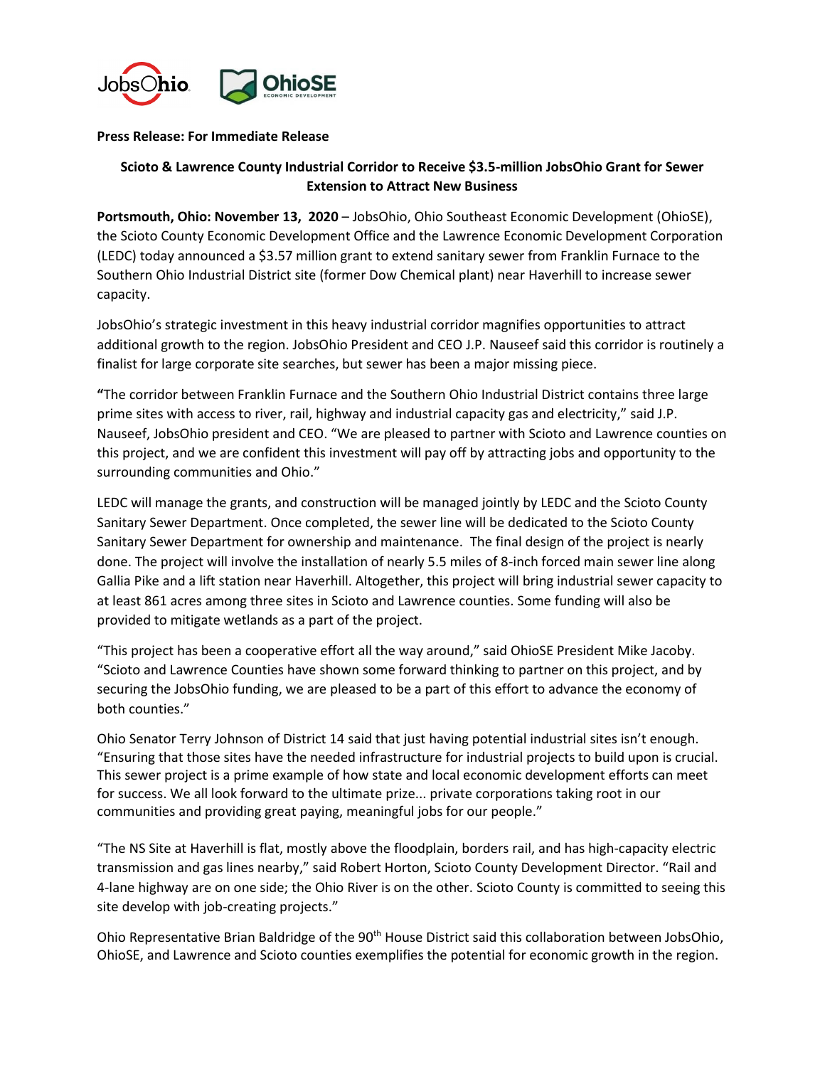**Press Release: For Immediate Release**

**Scioto & Lawrence County Industrial Corridor to Receive $3.5-million JobsOhio Grant for Sewer Extension to Attract New Business**

**Portsmouth, Ohio: November 13, 2020** – JobsOhio, Ohio Southeast Economic Development (OhioSE), the Scioto County Economic Development Office and the Lawrence Economic Development Corporation (LEDC) today announced a $3.57 million grant to extend sanitary sewer from Franklin Furnace to the Southern Ohio Industrial District site (former Dow Chemical plant) near Haverhill to increase sewer capacity.

JobsOhio's strategic investment in this heavy industrial corridor magnifies opportunities to attract additional growth to the region. JobsOhio President and CEO J.P. Nauseef said this corridor is routinely a finalist for large corporate site searches, but sewer has been a major missing piece.

**"**The corridor between Franklin Furnace and the Southern Ohio Industrial District contains three large prime sites with access to river, rail, highway and industrial capacity gas and electricity," said J.P. Nauseef, JobsOhio president and CEO. "We are pleased to partner with Scioto and Lawrence counties on this project, and we are confident this investment will pay off by attracting jobs and opportunity to the surrounding communities and Ohio."

LEDC will manage the grants, and construction will be managed jointly by LEDC and the Scioto County Sanitary Sewer Department. Once completed, the sewer line will be dedicated to the Scioto County Sanitary Sewer Department for ownership and maintenance. The final design of the project is nearly done. The project will involve the installation of nearly 5.5 miles of 8-inch forced main sewer line along Gallia Pike and a lift station near Haverhill. Altogether, this project will bring industrial sewer capacity to at least 861 acres among three sites in Scioto and Lawrence counties. Some funding will also be provided to mitigate wetlands as a part of the project.

"This project has been a cooperative effort all the way around," said OhioSE President Mike Jacoby. "Scioto and Lawrence Counties have shown some forward thinking to partner on this project, and by securing the JobsOhio funding, we are pleased to be a part of this effort to advance the economy of both counties."

Ohio Senator Terry Johnson of District 14 said that just having potential industrial sites isn't enough. "Ensuring that those sites have the needed infrastructure for industrial projects to build upon is crucial. This sewer project is a prime example of how state and local economic development efforts can meet for success. We all look forward to the ultimate prize... private corporations taking root in our communities and providing great paying, meaningful jobs for our people."

"The NS Site at Haverhill is flat, mostly above the floodplain, borders rail, and has high-capacity electric transmission and gas lines nearby," said Robert Horton, Scioto County Development Director. "Rail and 4-lane highway are on one side; the Ohio River is on the other. Scioto County is committed to seeing this site develop with job-creating projects."

Ohio Representative Brian Baldridge of the 90th House District said this collaboration between JobsOhio, OhioSE, and Lawrence and Scioto counties exemplifies the potential for economic growth in the region.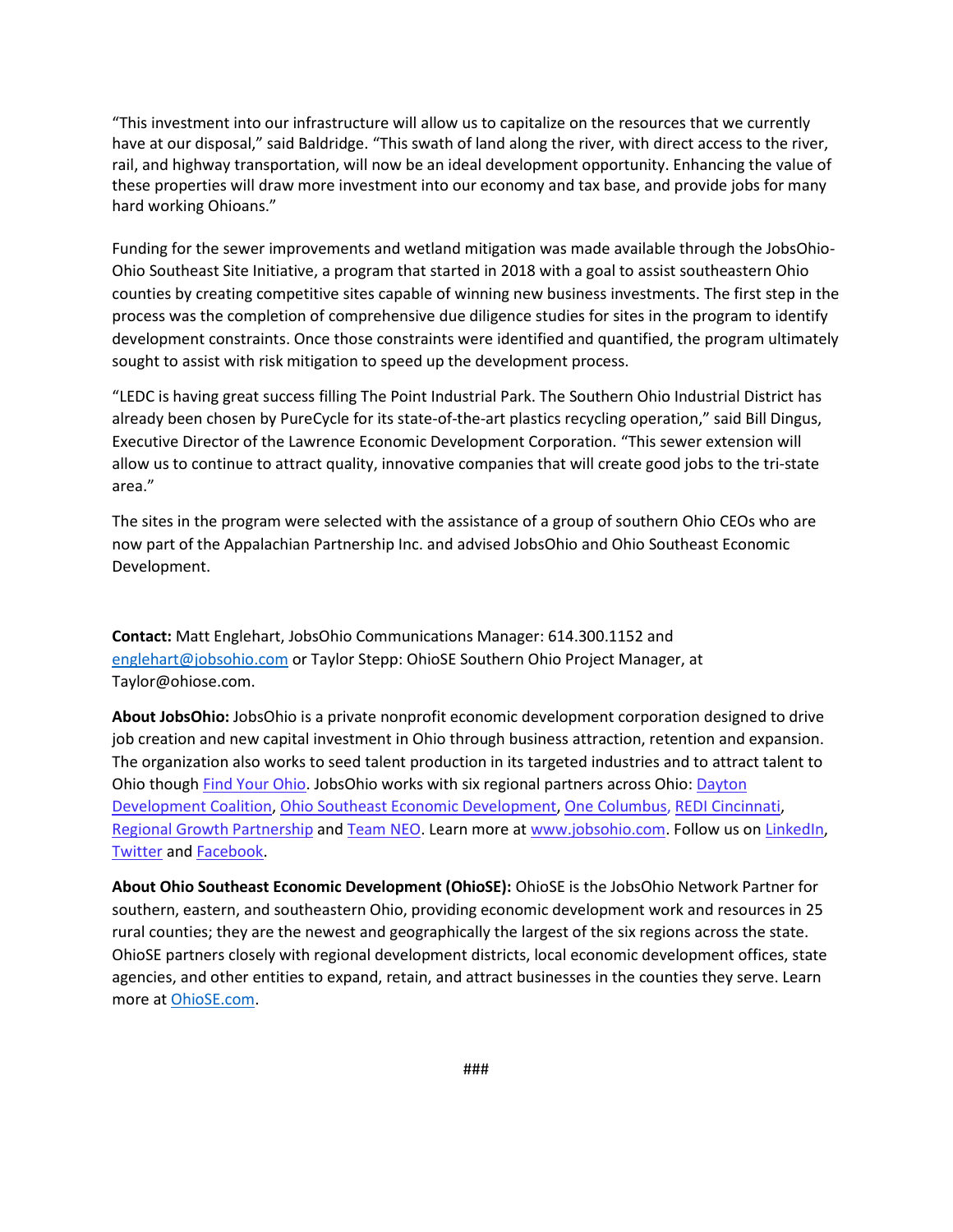"This investment into our infrastructure will allow us to capitalize on the resources that we currently have at our disposal," said Baldridge. "This swath of land along the river, with direct access to the river, rail, and highway transportation, will now be an ideal development opportunity. Enhancing the value of these properties will draw more investment into our economy and tax base, and provide jobs for many hard working Ohioans."

Funding for the sewer improvements and wetland mitigation was made available through the JobsOhio-Ohio Southeast Site Initiative, a program that started in 2018 with a goal to assist southeastern Ohio counties by creating competitive sites capable of winning new business investments. The first step in the process was the completion of comprehensive due diligence studies for sites in the program to identify development constraints. Once those constraints were identified and quantified, the program ultimately sought to assist with risk mitigation to speed up the development process.

"LEDC is having great success filling The Point Industrial Park. The Southern Ohio Industrial District has already been chosen by PureCycle for its state-of-the-art plastics recycling operation," said Bill Dingus, Executive Director of the Lawrence Economic Development Corporation. "This sewer extension will allow us to continue to attract quality, innovative companies that will create good jobs to the tri-state area."

The sites in the program were selected with the assistance of a group of southern Ohio CEOs who are now part of the Appalachian Partnership Inc. and advised JobsOhio and Ohio Southeast Economic Development.

**Contact:** Matt Englehart, JobsOhio Communications Manager: 614.300.1152 and englehart@jobsohio.com or Taylor Stepp: OhioSE Southern Ohio Project Manager, at Taylor@ohiose.com.

**About JobsOhio:** JobsOhio is a private nonprofit economic development corporation designed to drive job creation and new capital investment in Ohio through business attraction, retention and expansion. The organization also works to seed talent production in its targeted industries and to attract talent to Ohio though Find Your Ohio. JobsOhio works with six regional partners across Ohio: Dayton Development Coalition, Ohio Southeast Economic Development, One Columbus, REDI Cincinnati, Regional Growth Partnership and Team NEO. Learn more at www.jobsohio.com. Follow us on LinkedIn, Twitter and Facebook.

**About Ohio Southeast Economic Development (OhioSE):** OhioSE is the JobsOhio Network Partner for southern, eastern, and southeastern Ohio, providing economic development work and resources in 25 rural counties; they are the newest and geographically the largest of the six regions across the state. OhioSE partners closely with regional development districts, local economic development offices, state agencies, and other entities to expand, retain, and attract businesses in the counties they serve. Learn more at OhioSE.com.

###